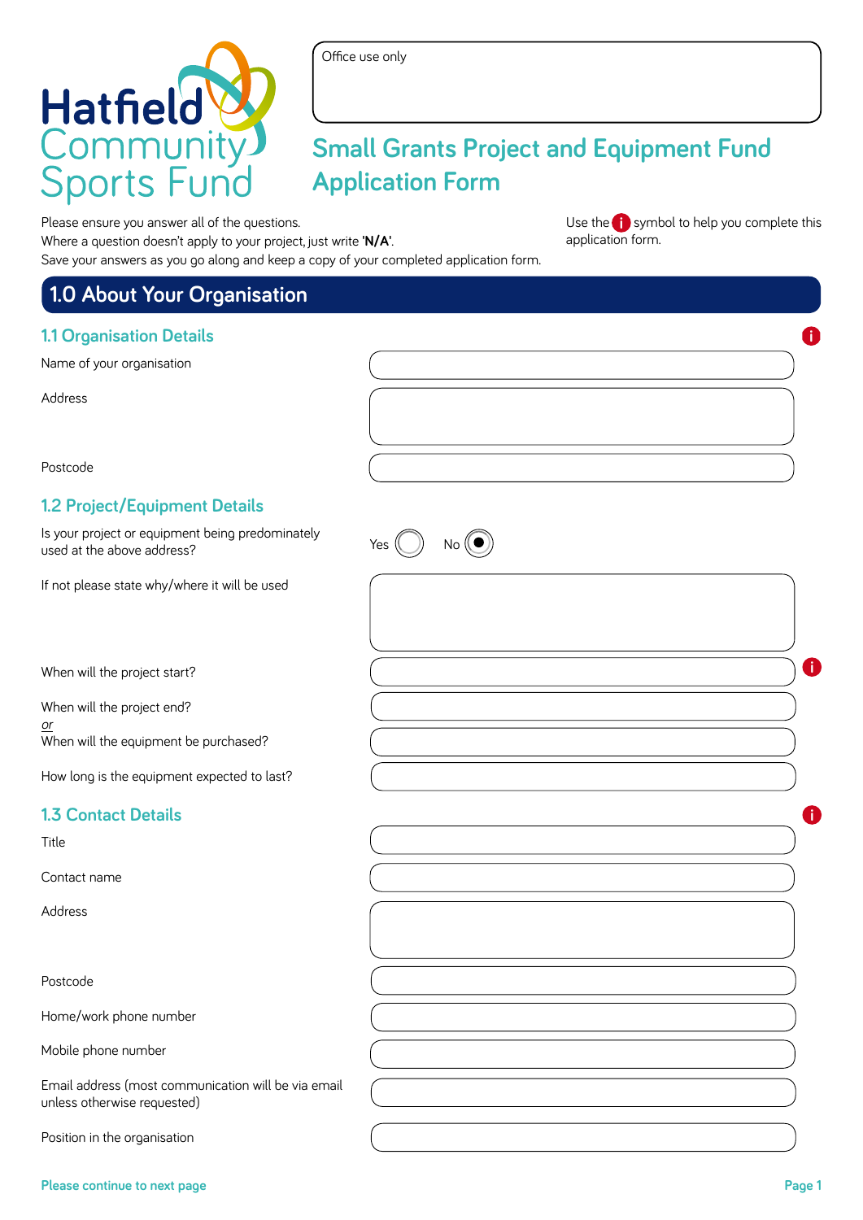Hatfield Community Sports Fund

Office use only

# Small Grants Project and Equipment Fund Application Form

Please ensure you answer all of the questions.
Where a question doesn't apply to your project, just write **'N/A'**.
Save your answers as you go along and keep a copy of your completed application form.

Use the (i) symbol to help you complete this application form.

## 1.0 About Your Organisation

### 1.1 Organisation Details

Name of your organisation

Address

Postcode

### 1.2 Project/Equipment Details

Is your project or equipment being predominately used at the above address? Yes ( ) No (●)

If not please state why/where it will be used

When will the project start?

When will the project end?
*or*
When will the equipment be purchased?

How long is the equipment expected to last?

### 1.3 Contact Details

Title

Contact name

Address

Postcode

Home/work phone number

Mobile phone number

Email address (most communication will be via email unless otherwise requested)

Position in the organisation

Please continue to next page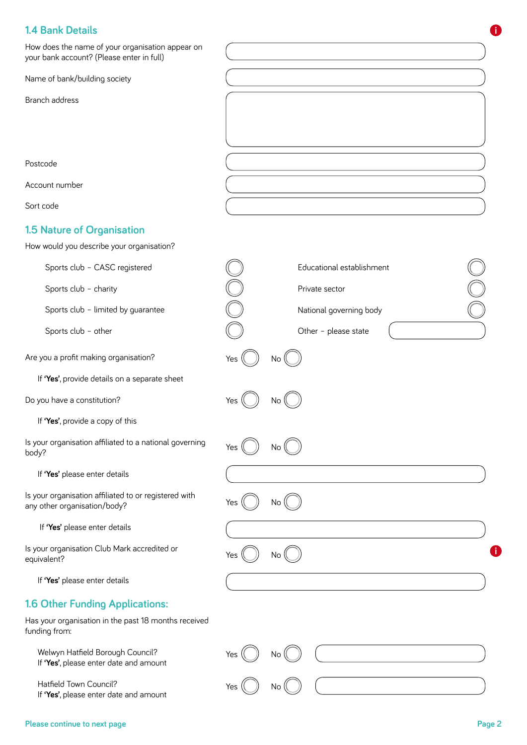## 1.4 Bank Details

How does the name of your organisation appear on your bank account? (Please enter in full)

Name of bank/building society

Branch address

Postcode

Account number

Sort code

## 1.5 Nature of Organisation

How would you describe your organisation?

- Sports club – CASC registered
- Sports club – charity
- Sports club – limited by guarantee
- Sports club – other
- Educational establishment
- Private sector
- National governing body
- Other – please state

Are you a profit making organisation? Yes No

If **'Yes'**, provide details on a separate sheet

Do you have a constitution? Yes No

If **'Yes'**, provide a copy of this

Is your organisation affiliated to a national governing body? Yes No

If **'Yes'** please enter details

Is your organisation affiliated to or registered with any other organisation/body? Yes No

If **'Yes'** please enter details

Is your organisation Club Mark accredited or equivalent? Yes No

If **'Yes'** please enter details

## 1.6 Other Funding Applications:

Has your organisation in the past 18 months received funding from:

Welwyn Hatfield Borough Council? Yes No
If **'Yes'**, please enter date and amount

Hatfield Town Council? Yes No
If **'Yes'**, please enter date and amount

Please continue to next page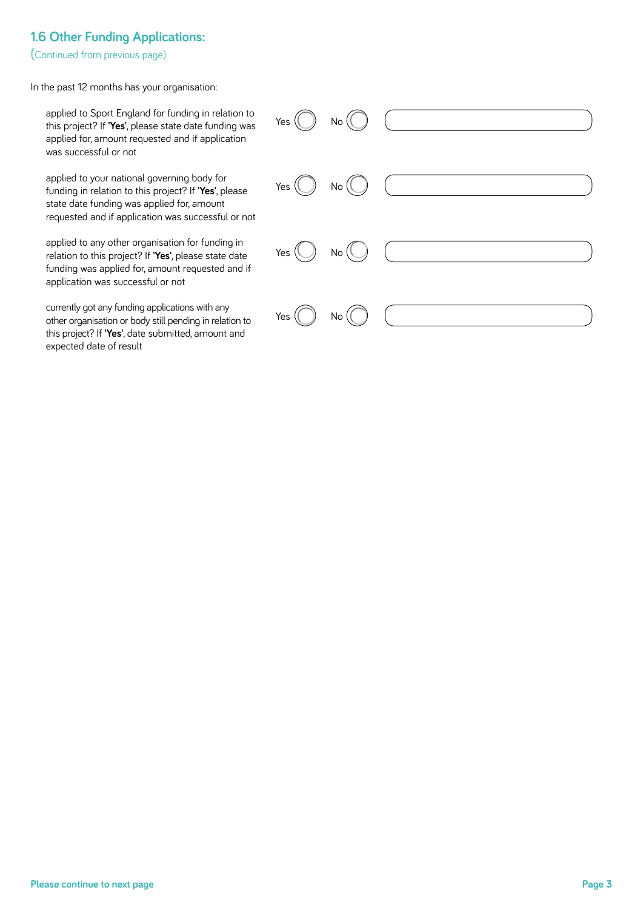## 1.6 Other Funding Applications:

(Continued from previous page)

In the past 12 months has your organisation:

| | | | |
|---|---|---|---|
| applied to Sport England for funding in relation to this project? If **'Yes'**, please state date funding was applied for, amount requested and if application was successful or not | Yes ◯ | No ◯ | |
| applied to your national governing body for funding in relation to this project? If **'Yes'**, please state date funding was applied for, amount requested and if application was successful or not | Yes ◯ | No ◯ | |
| applied to any other organisation for funding in relation to this project? If **'Yes'**, please state date funding was applied for, amount requested and if application was successful or not | Yes ◯ | No ◯ | |
| currently got any funding applications with any other organisation or body still pending in relation to this project? If **'Yes'**, date submitted, amount and expected date of result | Yes ◯ | No ◯ | |

**Please continue to next page**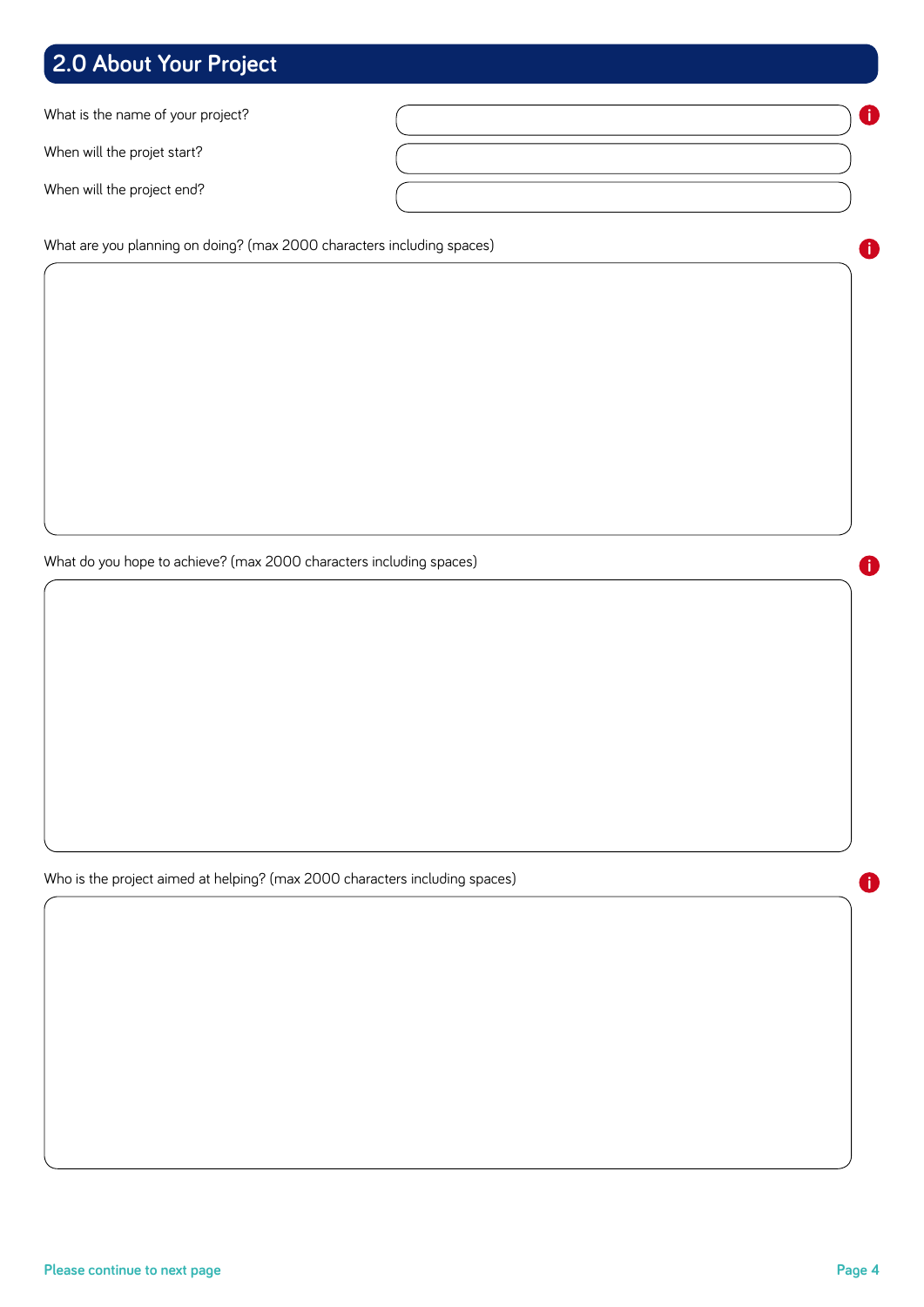## 2.0 About Your Project

What is the name of your project?

When will the projet start?

When will the project end?

What are you planning on doing? (max 2000 characters including spaces)

What do you hope to achieve? (max 2000 characters including spaces)

Who is the project aimed at helping? (max 2000 characters including spaces)

Please continue to next page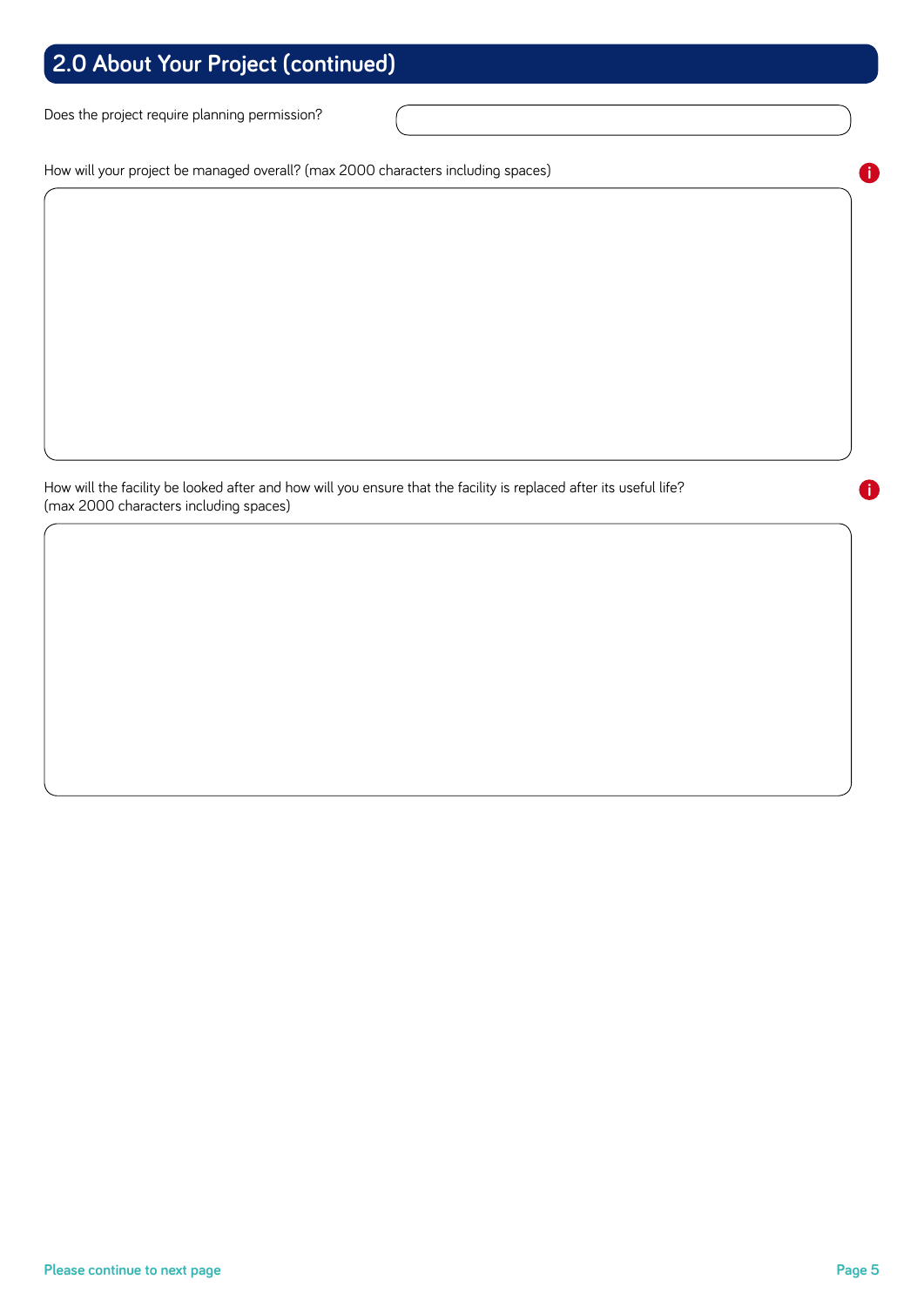## 2.0 About Your Project (continued)

Does the project require planning permission?

How will your project be managed overall? (max 2000 characters including spaces)

How will the facility be looked after and how will you ensure that the facility is replaced after its useful life? (max 2000 characters including spaces)

Please continue to next page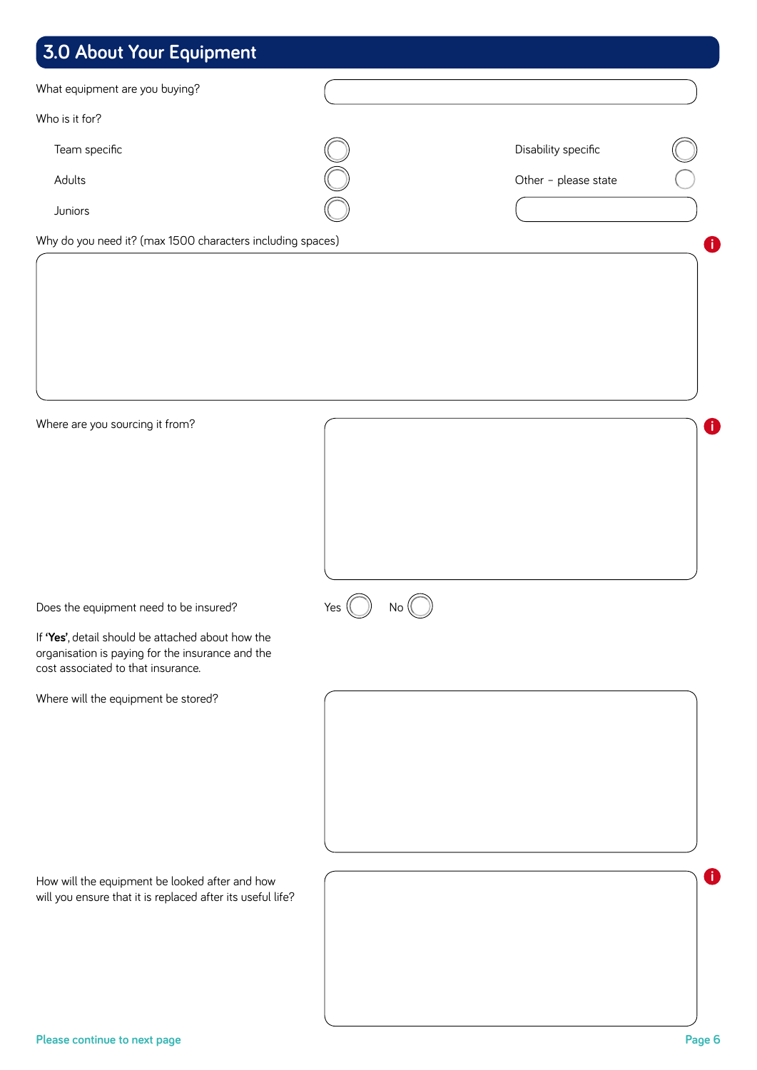## 3.0 About Your Equipment

What equipment are you buying?

Who is it for?

- Team specific
- Adults
- Juniors
- Disability specific
- Other – please state

Why do you need it? (max 1500 characters including spaces)

Where are you sourcing it from?

Does the equipment need to be insured? Yes No

If **'Yes'**, detail should be attached about how the organisation is paying for the insurance and the cost associated to that insurance.

Where will the equipment be stored?

How will the equipment be looked after and how will you ensure that it is replaced after its useful life?

Please continue to next page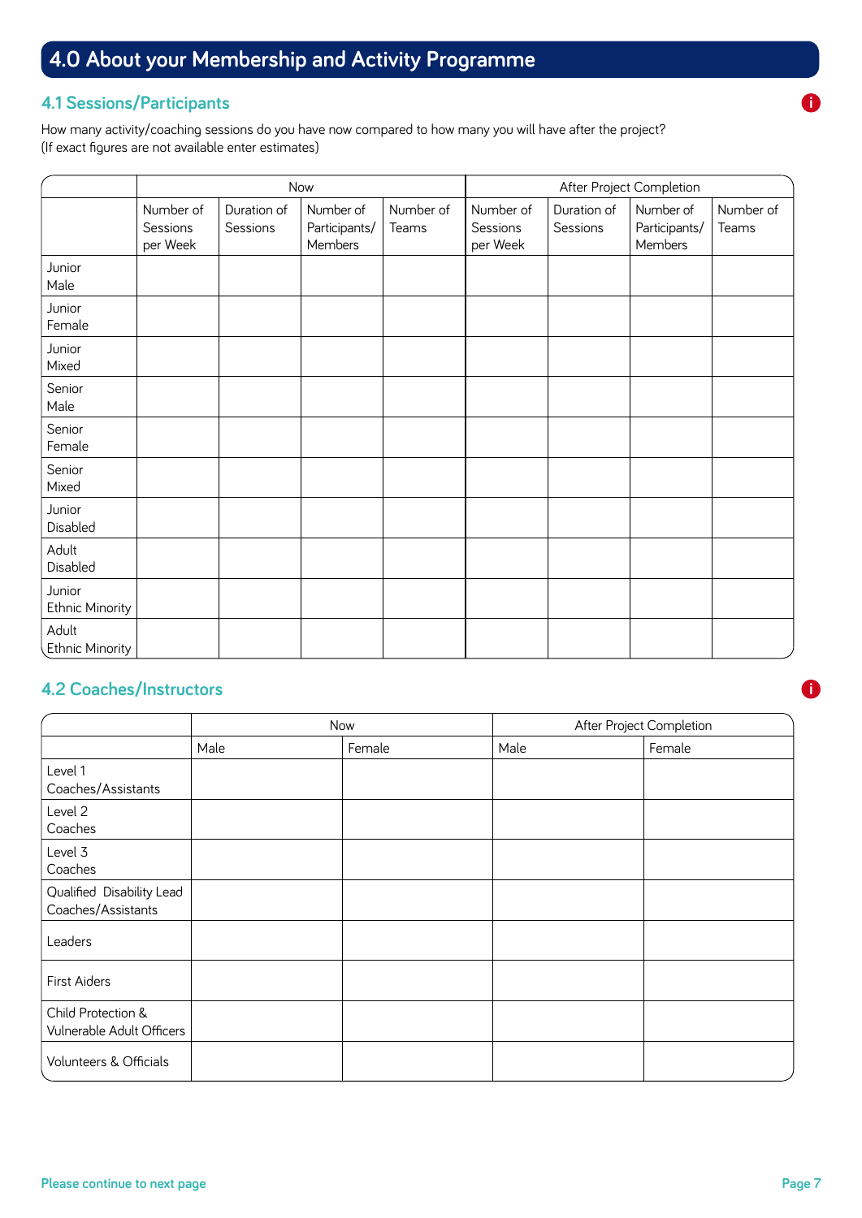# 4.0 About your Membership and Activity Programme

## 4.1 Sessions/Participants

How many activity/coaching sessions do you have now compared to how many you will have after the project?
(If exact figures are not available enter estimates)

| | Now | | | | After Project Completion | | | |
|---|---|---|---|---|---|---|---|---|
| | Number of Sessions per Week | Duration of Sessions | Number of Participants/ Members | Number of Teams | Number of Sessions per Week | Duration of Sessions | Number of Participants/ Members | Number of Teams |
| Junior Male | | | | | | | | |
| Junior Female | | | | | | | | |
| Junior Mixed | | | | | | | | |
| Senior Male | | | | | | | | |
| Senior Female | | | | | | | | |
| Senior Mixed | | | | | | | | |
| Junior Disabled | | | | | | | | |
| Adult Disabled | | | | | | | | |
| Junior Ethnic Minority | | | | | | | | |
| Adult Ethnic Minority | | | | | | | | |

## 4.2 Coaches/Instructors

| | Now | | After Project Completion | |
|---|---|---|---|---|
| | Male | Female | Male | Female |
| Level 1 Coaches/Assistants | | | | |
| Level 2 Coaches | | | | |
| Level 3 Coaches | | | | |
| Qualified Disability Lead Coaches/Assistants | | | | |
| Leaders | | | | |
| First Aiders | | | | |
| Child Protection & Vulnerable Adult Officers | | | | |
| Volunteers & Officials | | | | |

Please continue to next page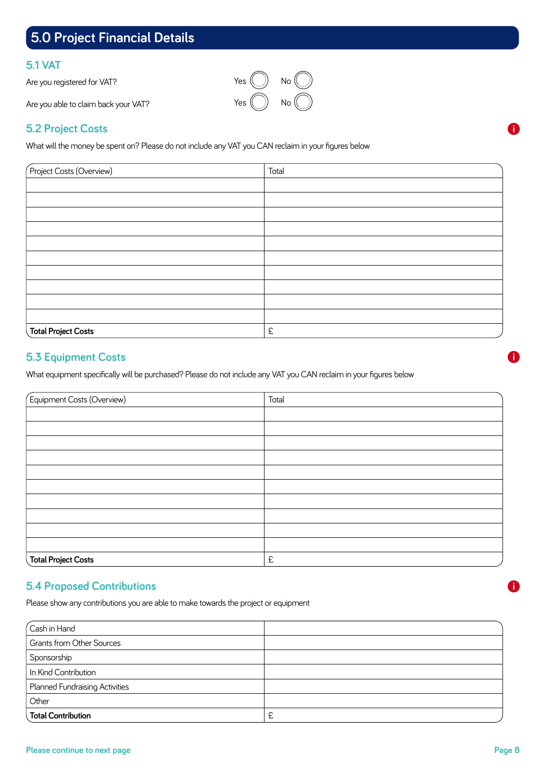## 5.0 Project Financial Details

### 5.1 VAT

Are you registered for VAT? Yes ◯ No ◯

Are you able to claim back your VAT? Yes ◯ No ◯

### 5.2 Project Costs

What will the money be spent on? Please do not include any VAT you CAN reclaim in your figures below

| Project Costs (Overview) | Total |
|---|---|
| | |
| | |
| | |
| | |
| | |
| | |
| | |
| | |
| | |
| | |
| **Total Project Costs** | £ |

### 5.3 Equipment Costs

What equipment specifically will be purchased? Please do not include any VAT you CAN reclaim in your figures below

| Equipment Costs (Overview) | Total |
|---|---|
| | |
| | |
| | |
| | |
| | |
| | |
| | |
| | |
| | |
| | |
| **Total Project Costs** | £ |

### 5.4 Proposed Contributions

Please show any contributions you are able to make towards the project or equipment

| | |
|---|---|
| Cash in Hand | |
| Grants from Other Sources | |
| Sponsorship | |
| In Kind Contribution | |
| Planned Fundraising Activities | |
| Other | |
| **Total Contribution** | £ |

Please continue to next page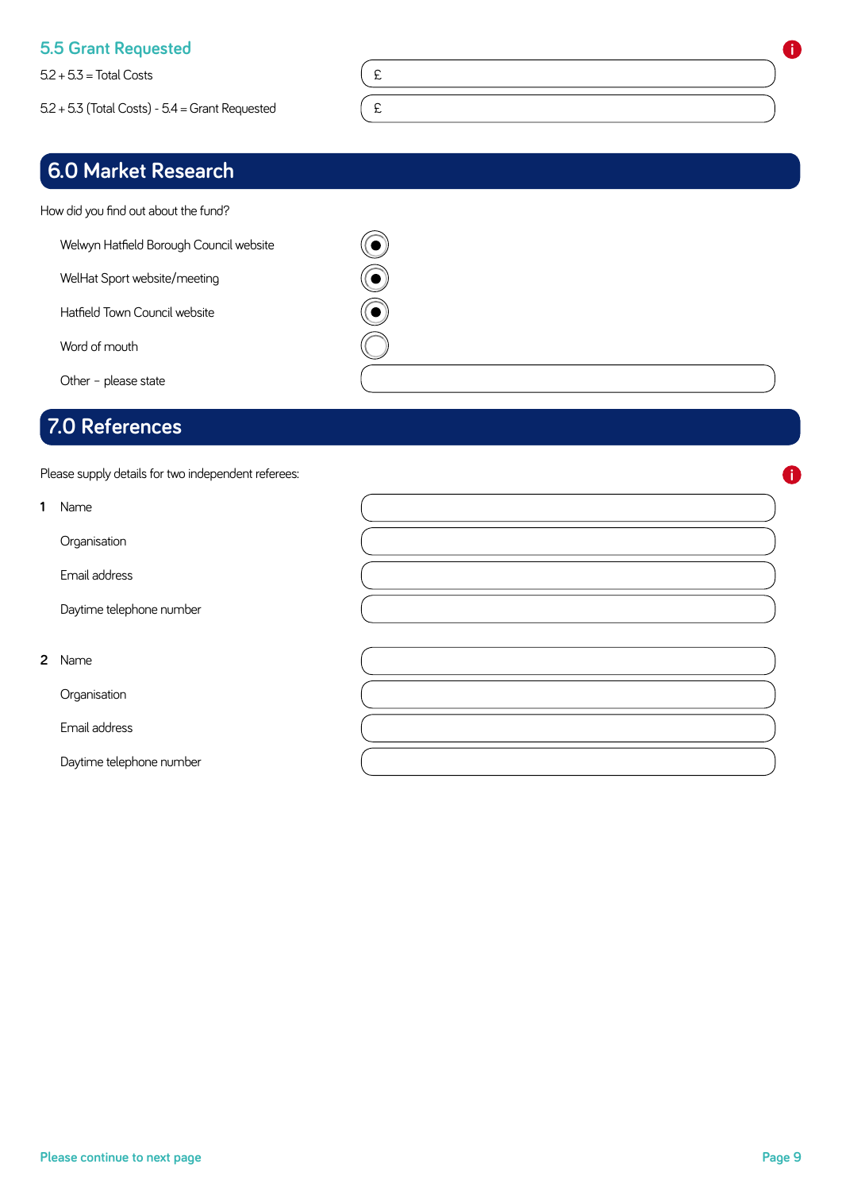### 5.5 Grant Requested

| | |
|---|---|
| 5.2 + 5.3 = Total Costs | £ |
| 5.2 + 5.3 (Total Costs) - 5.4 = Grant Requested | £ |

## 6.0 Market Research

How did you find out about the fund?

- Welwyn Hatfield Borough Council website
- WelHat Sport website/meeting
- Hatfield Town Council website
- Word of mouth
- Other – please state

## 7.0 References

Please supply details for two independent referees:

**1** Name

Organisation

Email address

Daytime telephone number

**2** Name

Organisation

Email address

Daytime telephone number

Please continue to next page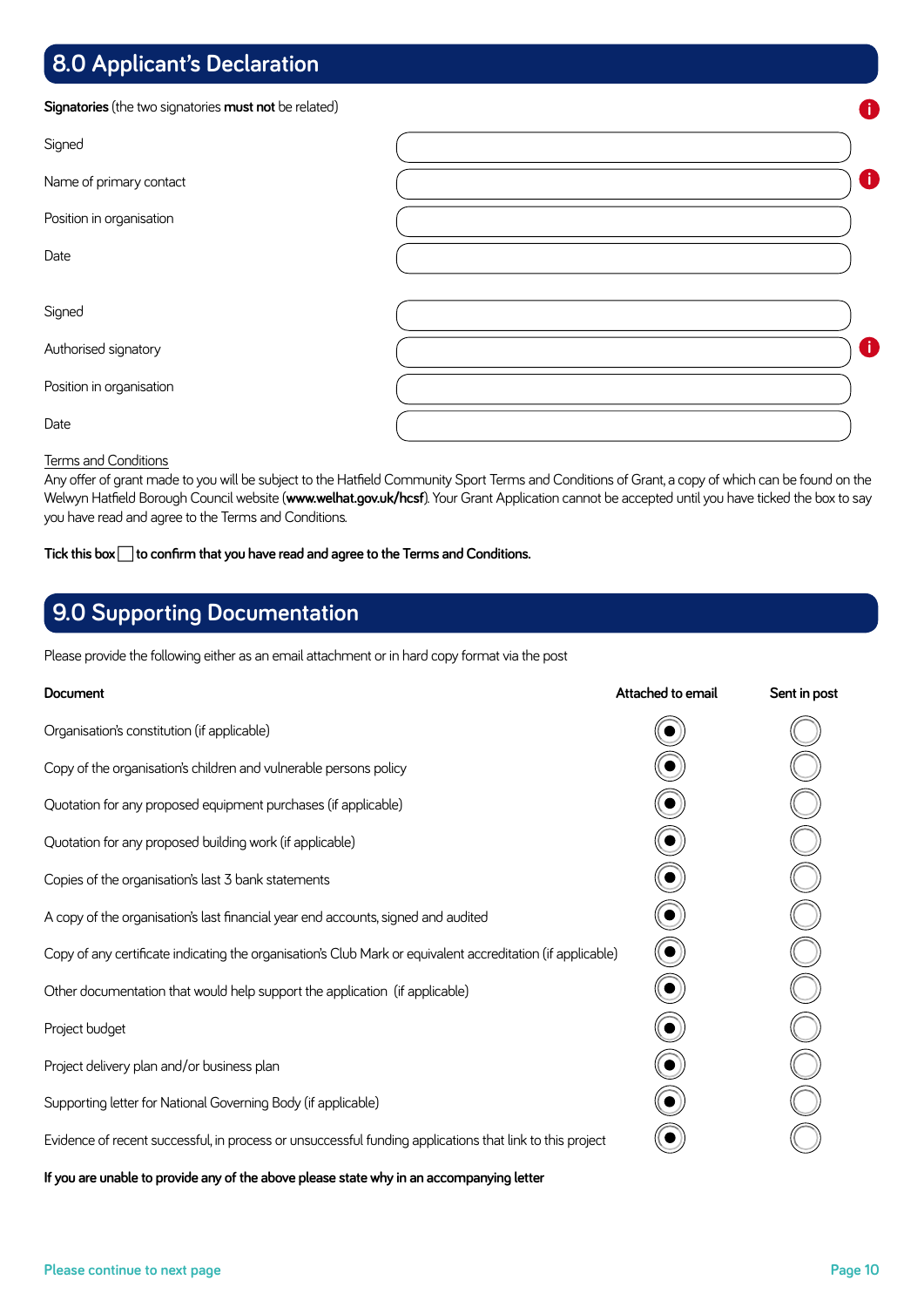## 8.0 Applicant's Declaration

**Signatories** (the two signatories **must not** be related)

| | |
|---|---|
| Signed | |
| Name of primary contact | |
| Position in organisation | |
| Date | |

| | |
|---|---|
| Signed | |
| Authorised signatory | |
| Position in organisation | |
| Date | |

Terms and Conditions

Any offer of grant made to you will be subject to the Hatfield Community Sport Terms and Conditions of Grant, a copy of which can be found on the Welwyn Hatfield Borough Council website (**www.welhat.gov.uk/hcsf**). Your Grant Application cannot be accepted until you have ticked the box to say you have read and agree to the Terms and Conditions.

**Tick this box ☐ to confirm that you have read and agree to the Terms and Conditions.**

## 9.0 Supporting Documentation

Please provide the following either as an email attachment or in hard copy format via the post

| Document | Attached to email | Sent in post |
|---|---|---|
| Organisation's constitution (if applicable) | ◉ | ○ |
| Copy of the organisation's children and vulnerable persons policy | ◉ | ○ |
| Quotation for any proposed equipment purchases (if applicable) | ◉ | ○ |
| Quotation for any proposed building work (if applicable) | ◉ | ○ |
| Copies of the organisation's last 3 bank statements | ◉ | ○ |
| A copy of the organisation's last financial year end accounts, signed and audited | ◉ | ○ |
| Copy of any certificate indicating the organisation's Club Mark or equivalent accreditation (if applicable) | ◉ | ○ |
| Other documentation that would help support the application (if applicable) | ◉ | ○ |
| Project budget | ◉ | ○ |
| Project delivery plan and/or business plan | ◉ | ○ |
| Supporting letter for National Governing Body (if applicable) | ◉ | ○ |
| Evidence of recent successful, in process or unsuccessful funding applications that link to this project | ◉ | ○ |

**If you are unable to provide any of the above please state why in an accompanying letter**

Please continue to next page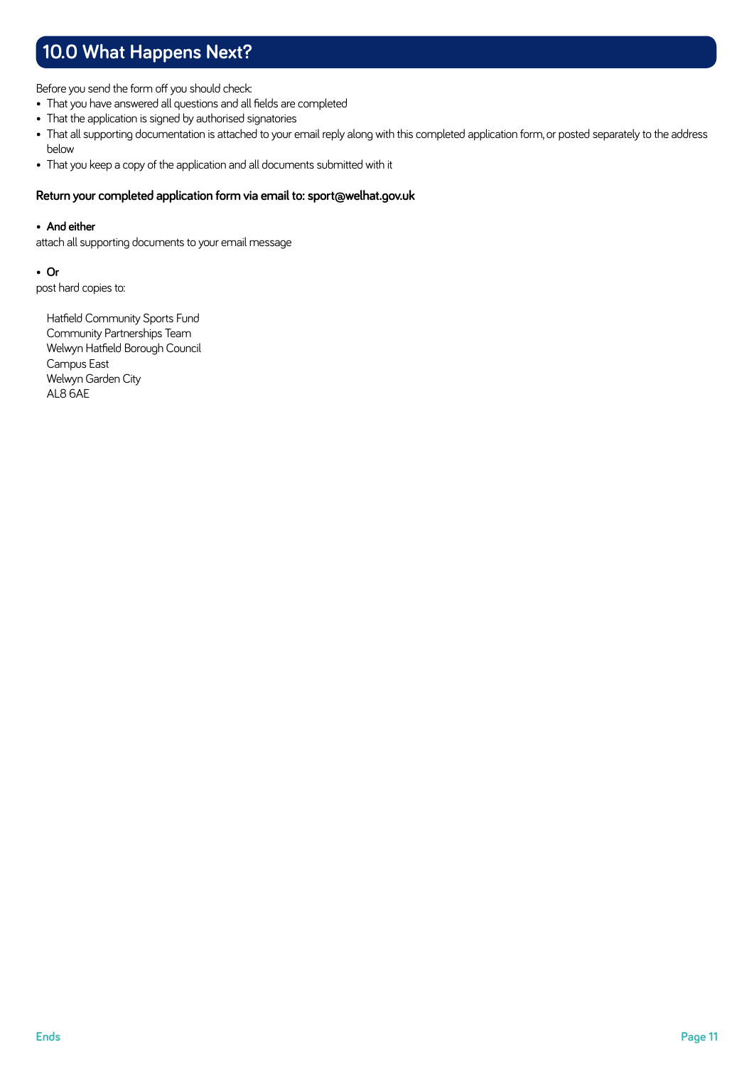## 10.0 What Happens Next?

Before you send the form off you should check:

- That you have answered all questions and all fields are completed
- That the application is signed by authorised signatories
- That all supporting documentation is attached to your email reply along with this completed application form, or posted separately to the address below
- That you keep a copy of the application and all documents submitted with it

**Return your completed application form via email to: sport@welhat.gov.uk**

- **And either**

attach all supporting documents to your email message

- **Or**

post hard copies to:

Hatfield Community Sports Fund
Community Partnerships Team
Welwyn Hatfield Borough Council
Campus East
Welwyn Garden City
AL8 6AE

Ends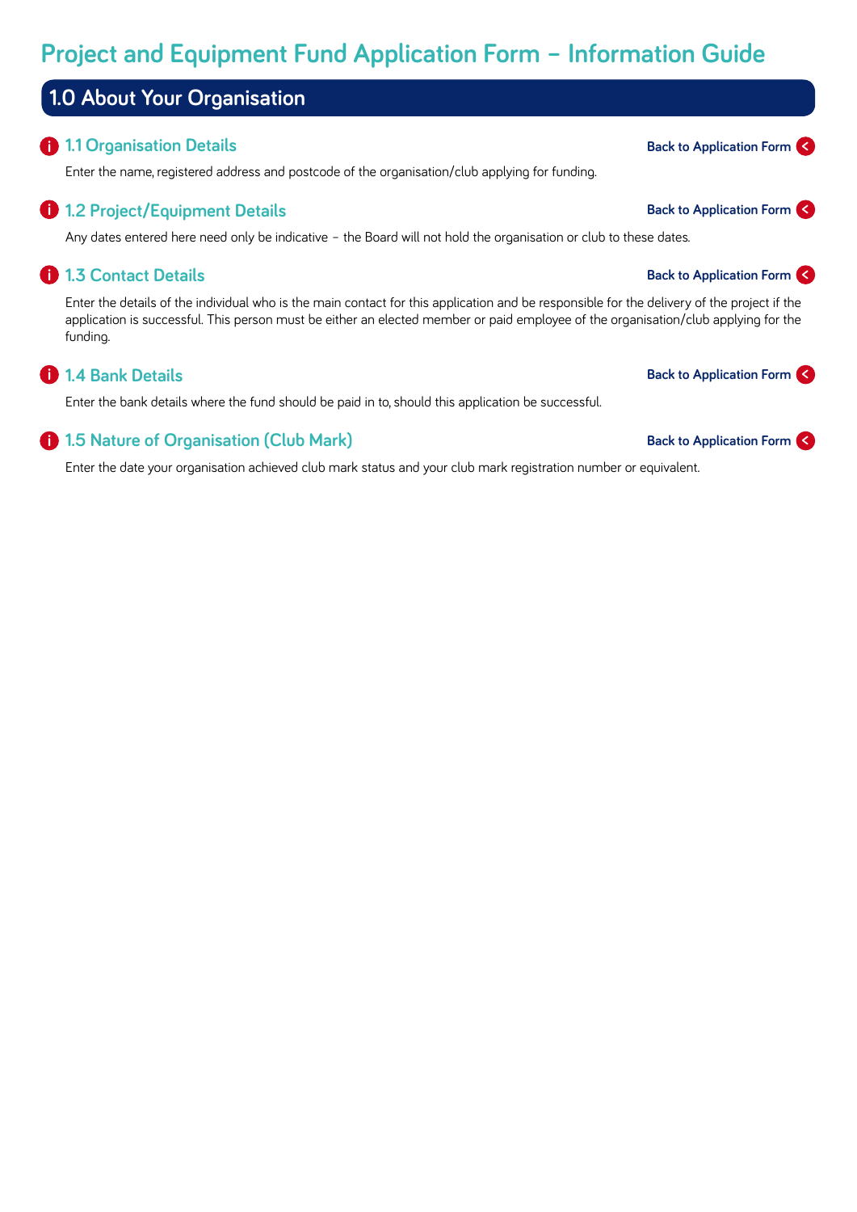# Project and Equipment Fund Application Form – Information Guide

## 1.0 About Your Organisation

### 1.1 Organisation Details

Back to Application Form

Enter the name, registered address and postcode of the organisation/club applying for funding.

### 1.2 Project/Equipment Details

Back to Application Form

Any dates entered here need only be indicative – the Board will not hold the organisation or club to these dates.

### 1.3 Contact Details

Back to Application Form

Enter the details of the individual who is the main contact for this application and be responsible for the delivery of the project if the application is successful. This person must be either an elected member or paid employee of the organisation/club applying for the funding.

### 1.4 Bank Details

Back to Application Form

Enter the bank details where the fund should be paid in to, should this application be successful.

### 1.5 Nature of Organisation (Club Mark)

Back to Application Form

Enter the date your organisation achieved club mark status and your club mark registration number or equivalent.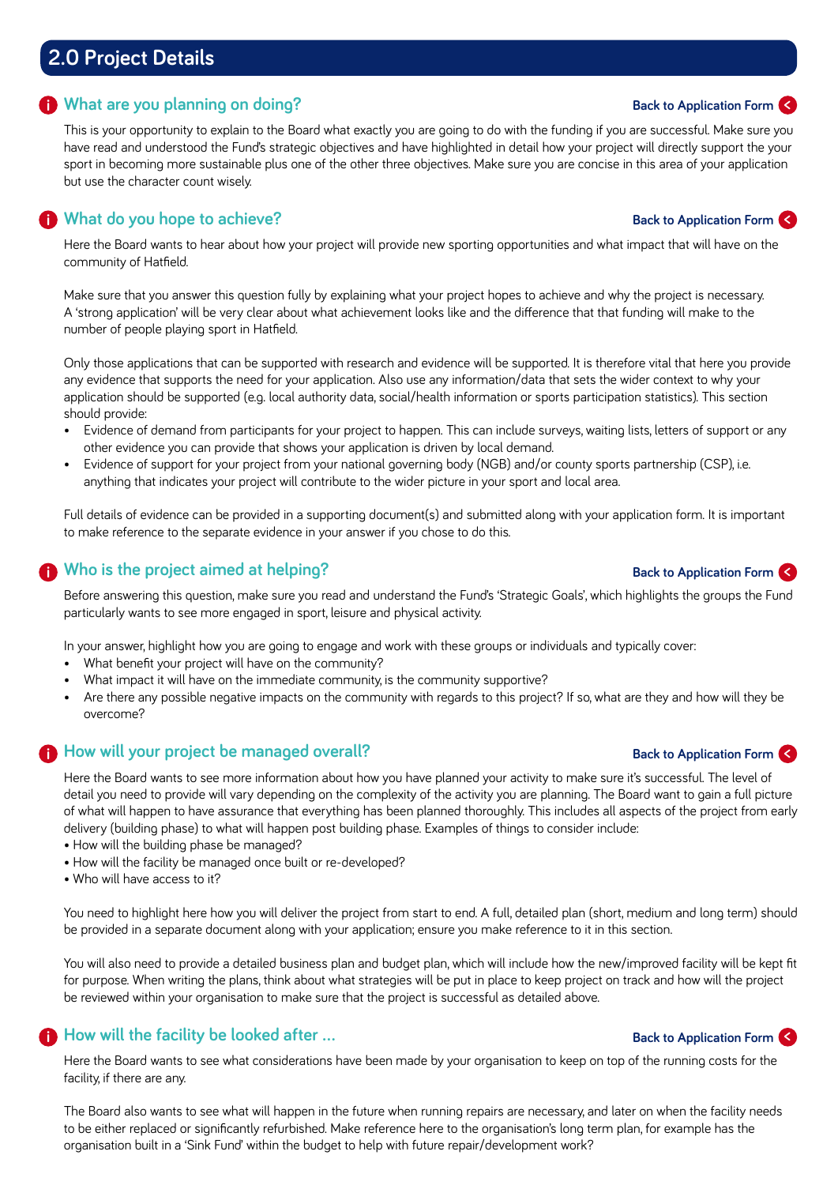## 2.0 Project Details

### What are you planning on doing?

Back to Application Form

This is your opportunity to explain to the Board what exactly you are going to do with the funding if you are successful. Make sure you have read and understood the Fund's strategic objectives and have highlighted in detail how your project will directly support the your sport in becoming more sustainable plus one of the other three objectives. Make sure you are concise in this area of your application but use the character count wisely.

### What do you hope to achieve?

Back to Application Form

Here the Board wants to hear about how your project will provide new sporting opportunities and what impact that will have on the community of Hatfield.

Make sure that you answer this question fully by explaining what your project hopes to achieve and why the project is necessary. A 'strong application' will be very clear about what achievement looks like and the difference that that funding will make to the number of people playing sport in Hatfield.

Only those applications that can be supported with research and evidence will be supported. It is therefore vital that here you provide any evidence that supports the need for your application. Also use any information/data that sets the wider context to why your application should be supported (e.g. local authority data, social/health information or sports participation statistics). This section should provide:

- Evidence of demand from participants for your project to happen. This can include surveys, waiting lists, letters of support or any other evidence you can provide that shows your application is driven by local demand.
- Evidence of support for your project from your national governing body (NGB) and/or county sports partnership (CSP), i.e. anything that indicates your project will contribute to the wider picture in your sport and local area.

Full details of evidence can be provided in a supporting document(s) and submitted along with your application form. It is important to make reference to the separate evidence in your answer if you chose to do this.

### Who is the project aimed at helping?

Back to Application Form

Before answering this question, make sure you read and understand the Fund's 'Strategic Goals', which highlights the groups the Fund particularly wants to see more engaged in sport, leisure and physical activity.

In your answer, highlight how you are going to engage and work with these groups or individuals and typically cover:

- What benefit your project will have on the community?
- What impact it will have on the immediate community, is the community supportive?
- Are there any possible negative impacts on the community with regards to this project? If so, what are they and how will they be overcome?

### How will your project be managed overall?

Back to Application Form

Here the Board wants to see more information about how you have planned your activity to make sure it's successful. The level of detail you need to provide will vary depending on the complexity of the activity you are planning. The Board want to gain a full picture of what will happen to have assurance that everything has been planned thoroughly. This includes all aspects of the project from early delivery (building phase) to what will happen post building phase. Examples of things to consider include:

- How will the building phase be managed?
- How will the facility be managed once built or re-developed?
- Who will have access to it?

You need to highlight here how you will deliver the project from start to end. A full, detailed plan (short, medium and long term) should be provided in a separate document along with your application; ensure you make reference to it in this section.

You will also need to provide a detailed business plan and budget plan, which will include how the new/improved facility will be kept fit for purpose. When writing the plans, think about what strategies will be put in place to keep project on track and how will the project be reviewed within your organisation to make sure that the project is successful as detailed above.

### How will the facility be looked after ...

Back to Application Form

Here the Board wants to see what considerations have been made by your organisation to keep on top of the running costs for the facility, if there are any.

The Board also wants to see what will happen in the future when running repairs are necessary, and later on when the facility needs to be either replaced or significantly refurbished. Make reference here to the organisation's long term plan, for example has the organisation built in a 'Sink Fund' within the budget to help with future repair/development work?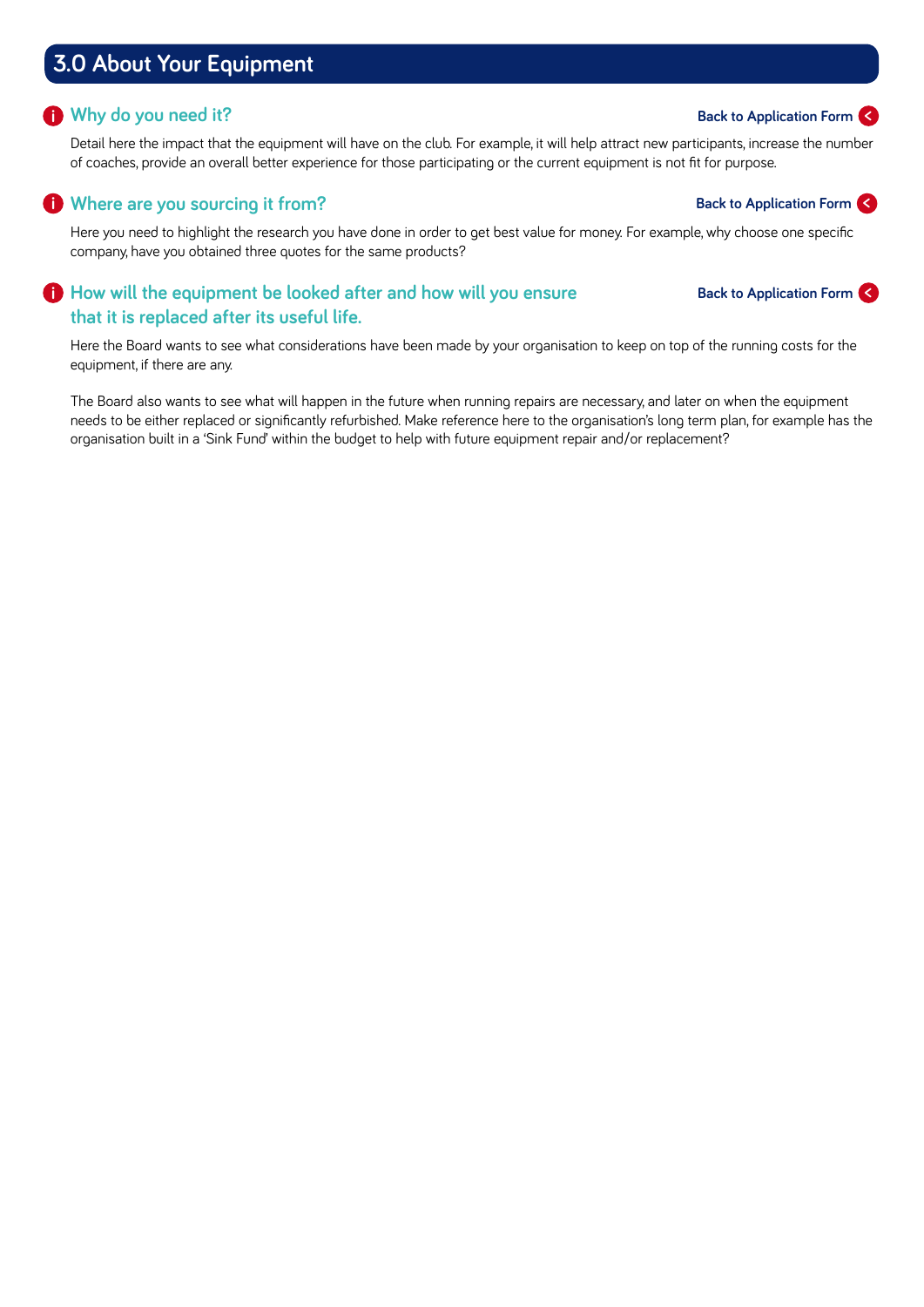# 3.0 About Your Equipment

## Why do you need it?

Back to Application Form

Detail here the impact that the equipment will have on the club. For example, it will help attract new participants, increase the number of coaches, provide an overall better experience for those participating or the current equipment is not fit for purpose.

## Where are you sourcing it from?

Back to Application Form

Here you need to highlight the research you have done in order to get best value for money. For example, why choose one specific company, have you obtained three quotes for the same products?

## How will the equipment be looked after and how will you ensure that it is replaced after its useful life.

Back to Application Form

Here the Board wants to see what considerations have been made by your organisation to keep on top of the running costs for the equipment, if there are any.

The Board also wants to see what will happen in the future when running repairs are necessary, and later on when the equipment needs to be either replaced or significantly refurbished. Make reference here to the organisation's long term plan, for example has the organisation built in a 'Sink Fund' within the budget to help with future equipment repair and/or replacement?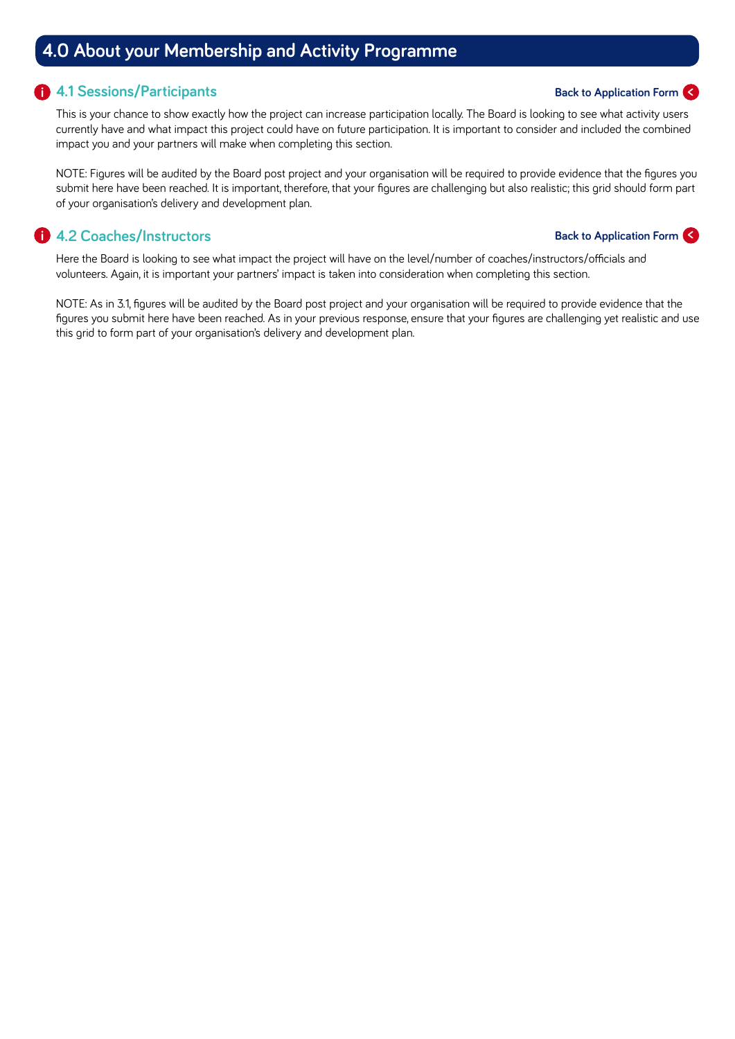# 4.0 About your Membership and Activity Programme

## 4.1 Sessions/Participants

Back to Application Form

This is your chance to show exactly how the project can increase participation locally. The Board is looking to see what activity users currently have and what impact this project could have on future participation. It is important to consider and included the combined impact you and your partners will make when completing this section.

NOTE: Figures will be audited by the Board post project and your organisation will be required to provide evidence that the figures you submit here have been reached. It is important, therefore, that your figures are challenging but also realistic; this grid should form part of your organisation's delivery and development plan.

## 4.2 Coaches/Instructors

Back to Application Form

Here the Board is looking to see what impact the project will have on the level/number of coaches/instructors/officials and volunteers. Again, it is important your partners' impact is taken into consideration when completing this section.

NOTE: As in 3.1, figures will be audited by the Board post project and your organisation will be required to provide evidence that the figures you submit here have been reached. As in your previous response, ensure that your figures are challenging yet realistic and use this grid to form part of your organisation's delivery and development plan.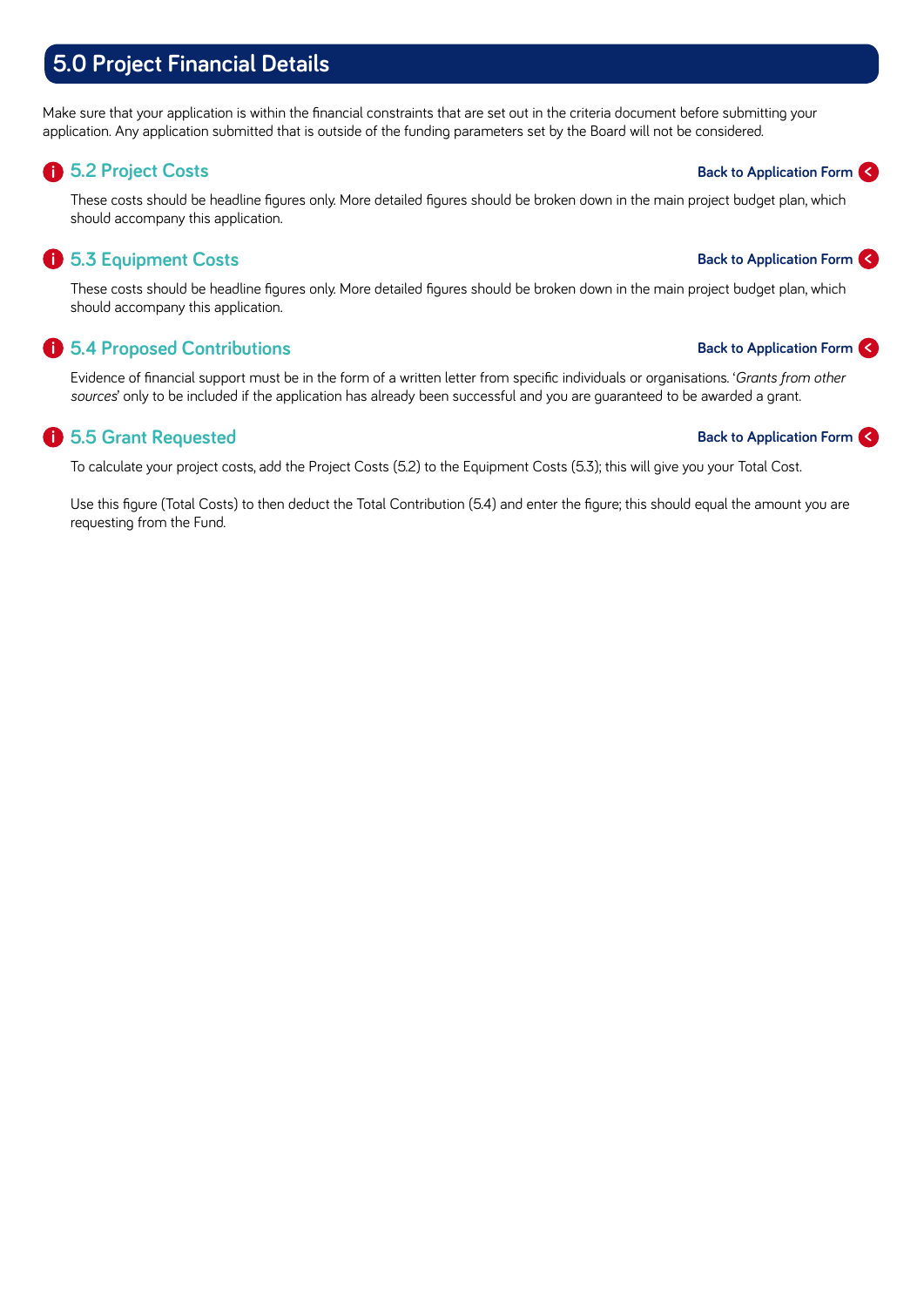## 5.0 Project Financial Details

Make sure that your application is within the financial constraints that are set out in the criteria document before submitting your application. Any application submitted that is outside of the funding parameters set by the Board will not be considered.

### 5.2 Project Costs

Back to Application Form

These costs should be headline figures only. More detailed figures should be broken down in the main project budget plan, which should accompany this application.

### 5.3 Equipment Costs

Back to Application Form

These costs should be headline figures only. More detailed figures should be broken down in the main project budget plan, which should accompany this application.

### 5.4 Proposed Contributions

Back to Application Form

Evidence of financial support must be in the form of a written letter from specific individuals or organisations. '*Grants from other sources*' only to be included if the application has already been successful and you are guaranteed to be awarded a grant.

### 5.5 Grant Requested

Back to Application Form

To calculate your project costs, add the Project Costs (5.2) to the Equipment Costs (5.3); this will give you your Total Cost.

Use this figure (Total Costs) to then deduct the Total Contribution (5.4) and enter the figure; this should equal the amount you are requesting from the Fund.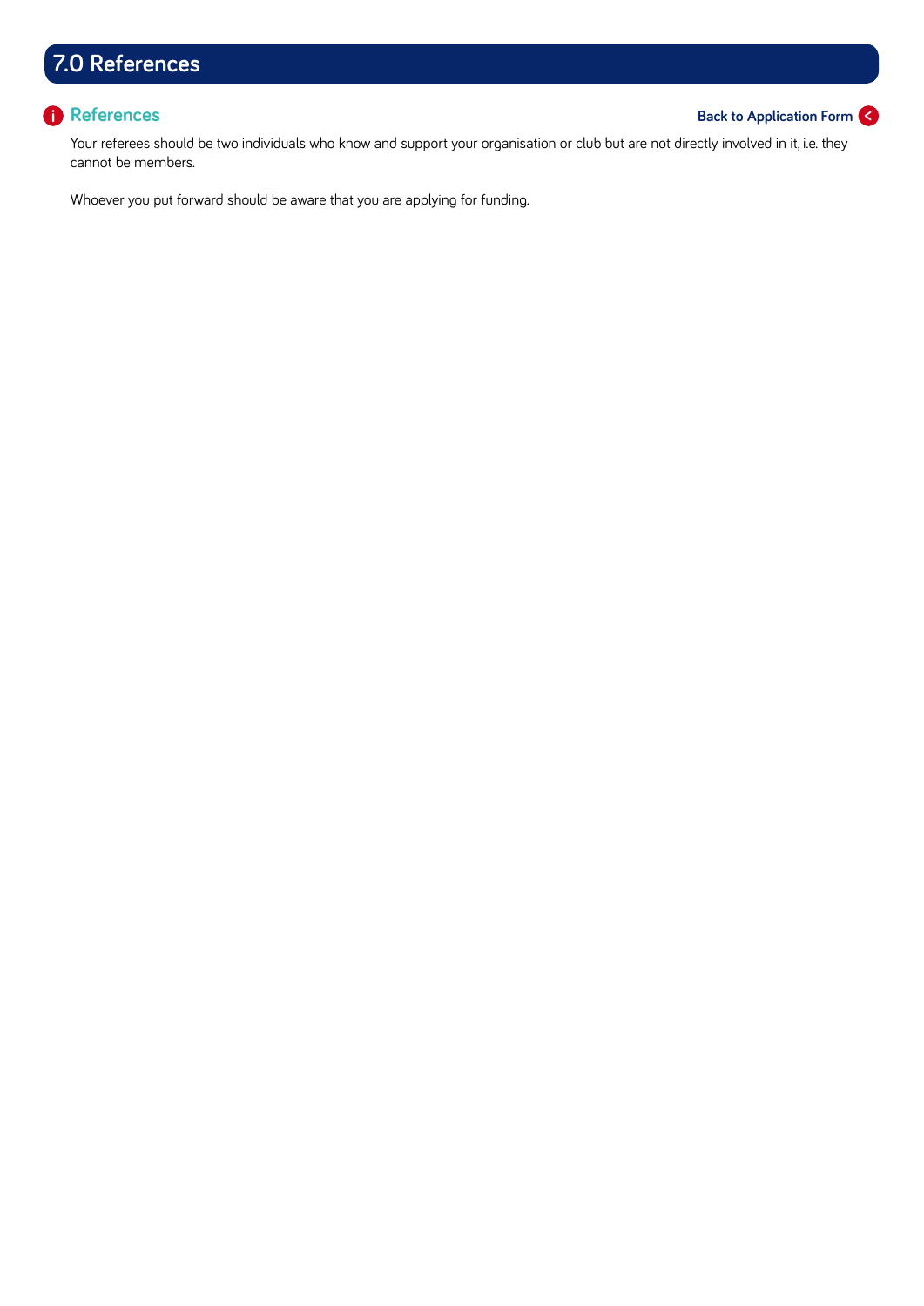# 7.0 References

## References

Back to Application Form

Your referees should be two individuals who know and support your organisation or club but are not directly involved in it, i.e. they cannot be members.

Whoever you put forward should be aware that you are applying for funding.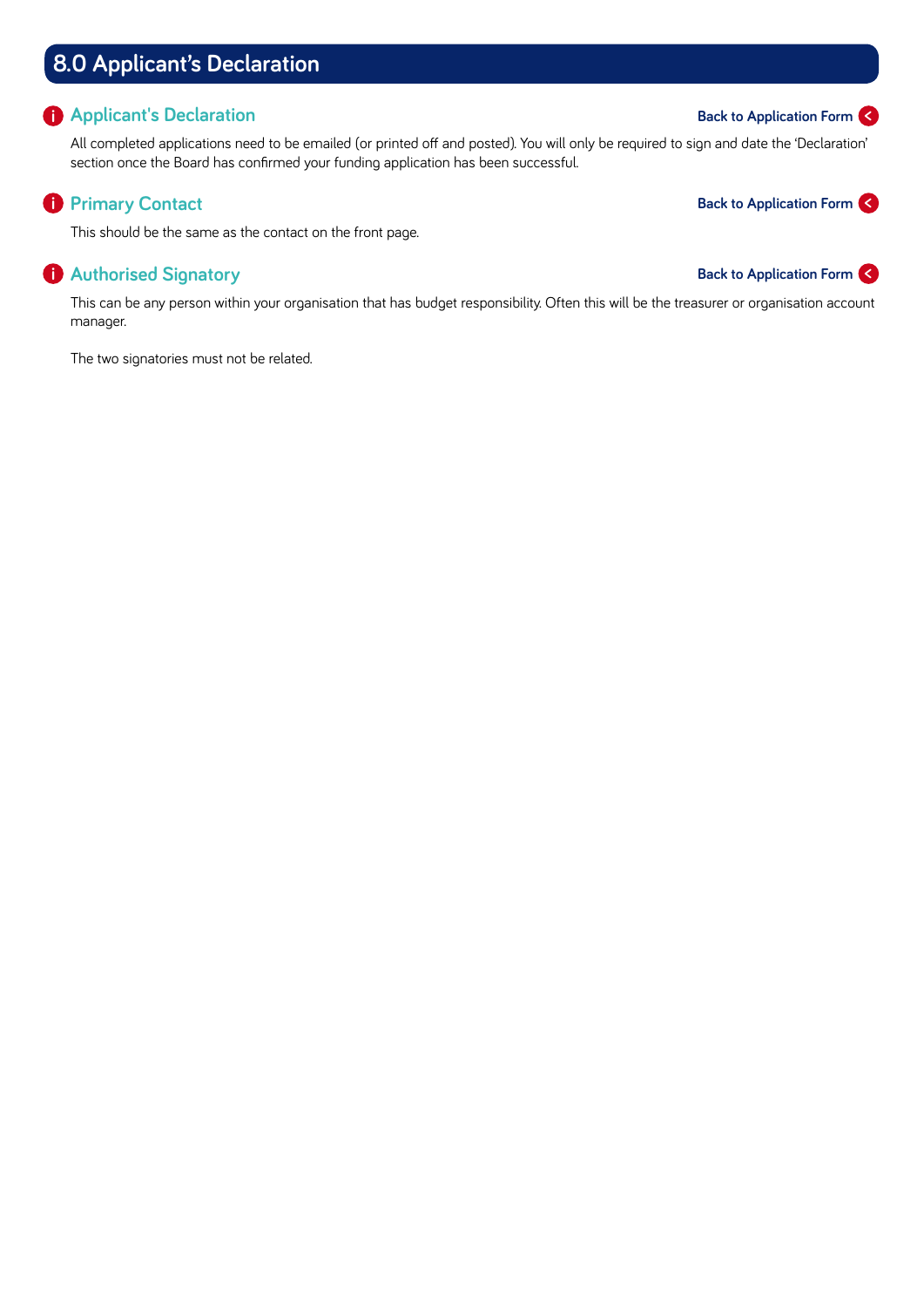# 8.0 Applicant's Declaration

## Applicant's Declaration

Back to Application Form

All completed applications need to be emailed (or printed off and posted). You will only be required to sign and date the 'Declaration' section once the Board has confirmed your funding application has been successful.

## Primary Contact

Back to Application Form

This should be the same as the contact on the front page.

## Authorised Signatory

Back to Application Form

This can be any person within your organisation that has budget responsibility. Often this will be the treasurer or organisation account manager.

The two signatories must not be related.